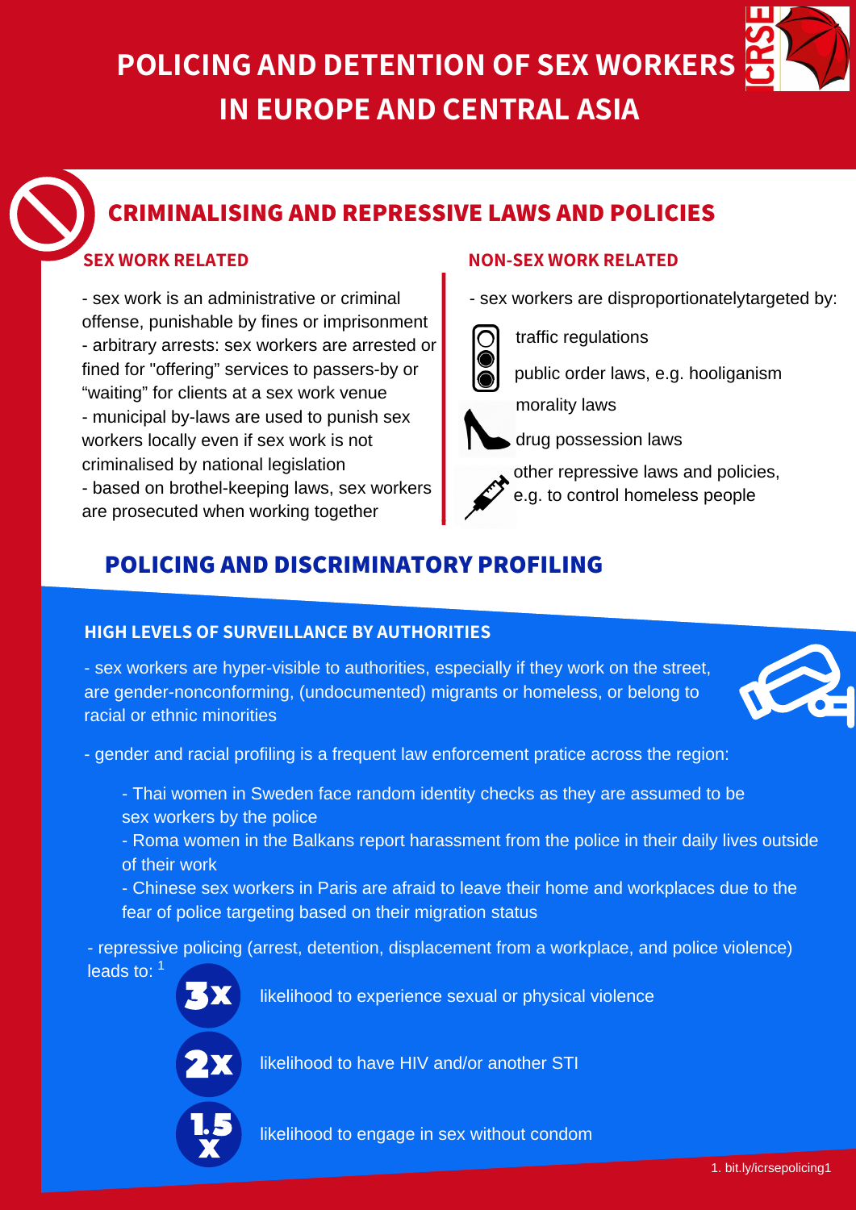# POLICING AND DETENTION OF SEX WORKERS IN EUROPE AND CENTRAL ASIA

## CRIMINALISING AND REPRESSIVE LAWS AND POLICIES

### SEX WORK RELATED

- sex work is an administrative or criminal offense, punishable by fines or imprisonment
- arbitrary arrests: sex workers are arrested or fined for "offering" services to passers-by or "waiting" for clients at a sex work venue
- municipal by-laws are used to punish sex workers locally even if sex work is not criminalised by national legislation
- based on brothel-keeping laws, sex workers are prosecuted when working together

### NON-SEX WORK RELATED

- sex workers are disproportionatelytargeted by:
  - traffic regulations
  - public order laws, e.g. hooliganism
  - morality laws
  - drug possession laws
  - other repressive laws and policies, e.g. to control homeless people

## POLICING AND DISCRIMINATORY PROFILING

### HIGH LEVELS OF SURVEILLANCE BY AUTHORITIES

- sex workers are hyper-visible to authorities, especially if they work on the street, are gender-nonconforming, (undocumented) migrants or homeless, or belong to racial or ethnic minorities

- gender and racial profiling is a frequent law enforcement pratice across the region:
  - Thai women in Sweden face random identity checks as they are assumed to be sex workers by the police
  - Roma women in the Balkans report harassment from the police in their daily lives outside of their work
  - Chinese sex workers in Paris are afraid to leave their home and workplaces due to the fear of police targeting based on their migration status

- repressive policing (arrest, detention, displacement from a workplace, and police violence) leads to: [1]
  - **3x** likelihood to experience sexual or physical violence
  - **2x** likelihood to have HIV and/or another STI
  - **1.5x** likelihood to engage in sex without condom

1. bit.ly/icrsepolicing1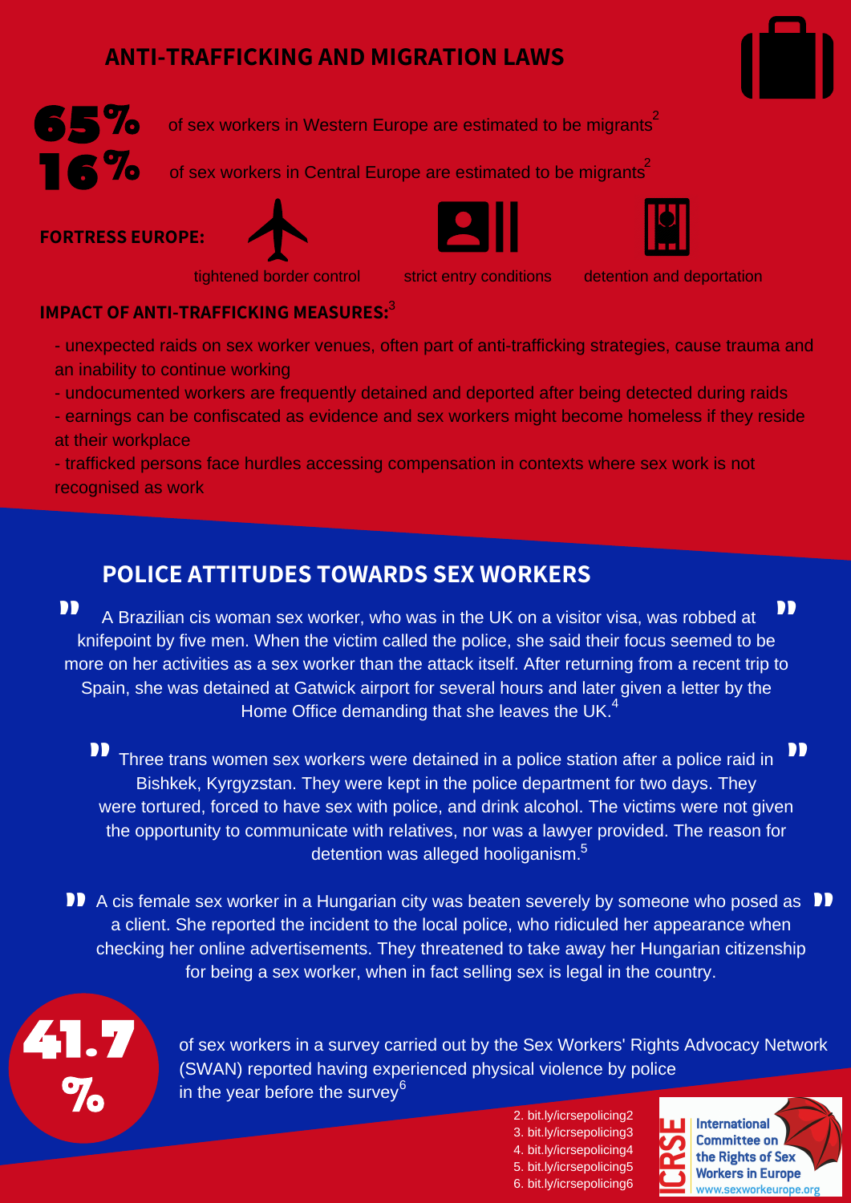## ANTI-TRAFFICKING AND MIGRATION LAWS

**65%** of sex workers in Western Europe are estimated to be migrants[2]

**16%** of sex workers in Central Europe are estimated to be migrants[2]

**FORTRESS EUROPE:**

tightened border control

strict entry conditions

detention and deportation

**IMPACT OF ANTI-TRAFFICKING MEASURES:**[3]

- unexpected raids on sex worker venues, often part of anti-trafficking strategies, cause trauma and an inability to continue working
- undocumented workers are frequently detained and deported after being detected during raids
- earnings can be confiscated as evidence and sex workers might become homeless if they reside at their workplace
- trafficked persons face hurdles accessing compensation in contexts where sex work is not recognised as work

## POLICE ATTITUDES TOWARDS SEX WORKERS

" A Brazilian cis woman sex worker, who was in the UK on a visitor visa, was robbed at knifepoint by five men. When the victim called the police, she said their focus seemed to be more on her activities as a sex worker than the attack itself. After returning from a recent trip to Spain, she was detained at Gatwick airport for several hours and later given a letter by the Home Office demanding that she leaves the UK.[4] "

" Three trans women sex workers were detained in a police station after a police raid in Bishkek, Kyrgyzstan. They were kept in the police department for two days. They were tortured, forced to have sex with police, and drink alcohol. The victims were not given the opportunity to communicate with relatives, nor was a lawyer provided. The reason for detention was alleged hooliganism.[5] "

" A cis female sex worker in a Hungarian city was beaten severely by someone who posed as a client. She reported the incident to the local police, who ridiculed her appearance when checking her online advertisements. They threatened to take away her Hungarian citizenship for being a sex worker, when in fact selling sex is legal in the country. "

**41.7%** of sex workers in a survey carried out by the Sex Workers' Rights Advocacy Network (SWAN) reported having experienced physical violence by police in the year before the survey[6]

2. bit.ly/icrsepolicing2
3. bit.ly/icrsepolicing3
4. bit.ly/icrsepolicing4
5. bit.ly/icrsepolicing5
6. bit.ly/icrsepolicing6

ICRSE International Committee on the Rights of Sex Workers in Europe
www.sexworkeurope.org